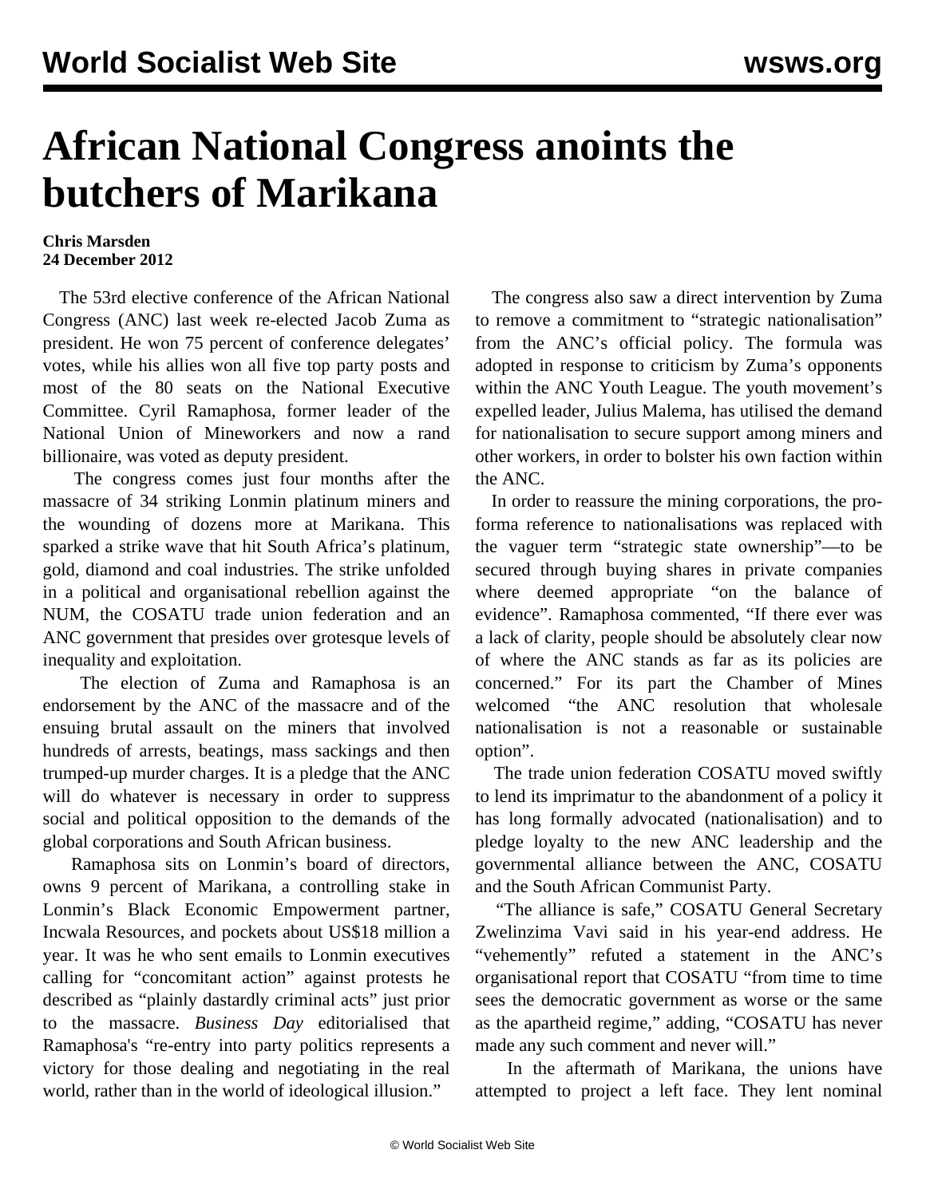# African National Congress anoints the butchers of Marikana

**Chris Marsden**
**24 December 2012**

The 53rd elective conference of the African National Congress (ANC) last week re-elected Jacob Zuma as president. He won 75 percent of conference delegates' votes, while his allies won all five top party posts and most of the 80 seats on the National Executive Committee. Cyril Ramaphosa, former leader of the National Union of Mineworkers and now a rand billionaire, was voted as deputy president.

The congress comes just four months after the massacre of 34 striking Lonmin platinum miners and the wounding of dozens more at Marikana. This sparked a strike wave that hit South Africa's platinum, gold, diamond and coal industries. The strike unfolded in a political and organisational rebellion against the NUM, the COSATU trade union federation and an ANC government that presides over grotesque levels of inequality and exploitation.

The election of Zuma and Ramaphosa is an endorsement by the ANC of the massacre and of the ensuing brutal assault on the miners that involved hundreds of arrests, beatings, mass sackings and then trumped-up murder charges. It is a pledge that the ANC will do whatever is necessary in order to suppress social and political opposition to the demands of the global corporations and South African business.

Ramaphosa sits on Lonmin's board of directors, owns 9 percent of Marikana, a controlling stake in Lonmin's Black Economic Empowerment partner, Incwala Resources, and pockets about US$18 million a year. It was he who sent emails to Lonmin executives calling for "concomitant action" against protests he described as "plainly dastardly criminal acts" just prior to the massacre. *Business Day* editorialised that Ramaphosa's "re-entry into party politics represents a victory for those dealing and negotiating in the real world, rather than in the world of ideological illusion."

The congress also saw a direct intervention by Zuma to remove a commitment to "strategic nationalisation" from the ANC's official policy. The formula was adopted in response to criticism by Zuma's opponents within the ANC Youth League. The youth movement's expelled leader, Julius Malema, has utilised the demand for nationalisation to secure support among miners and other workers, in order to bolster his own faction within the ANC.

In order to reassure the mining corporations, the pro-forma reference to nationalisations was replaced with the vaguer term "strategic state ownership"—to be secured through buying shares in private companies where deemed appropriate "on the balance of evidence". Ramaphosa commented, "If there ever was a lack of clarity, people should be absolutely clear now of where the ANC stands as far as its policies are concerned." For its part the Chamber of Mines welcomed "the ANC resolution that wholesale nationalisation is not a reasonable or sustainable option".

The trade union federation COSATU moved swiftly to lend its imprimatur to the abandonment of a policy it has long formally advocated (nationalisation) and to pledge loyalty to the new ANC leadership and the governmental alliance between the ANC, COSATU and the South African Communist Party.

"The alliance is safe," COSATU General Secretary Zwelinzima Vavi said in his year-end address. He "vehemently" refuted a statement in the ANC's organisational report that COSATU "from time to time sees the democratic government as worse or the same as the apartheid regime," adding, "COSATU has never made any such comment and never will."

In the aftermath of Marikana, the unions have attempted to project a left face. They lent nominal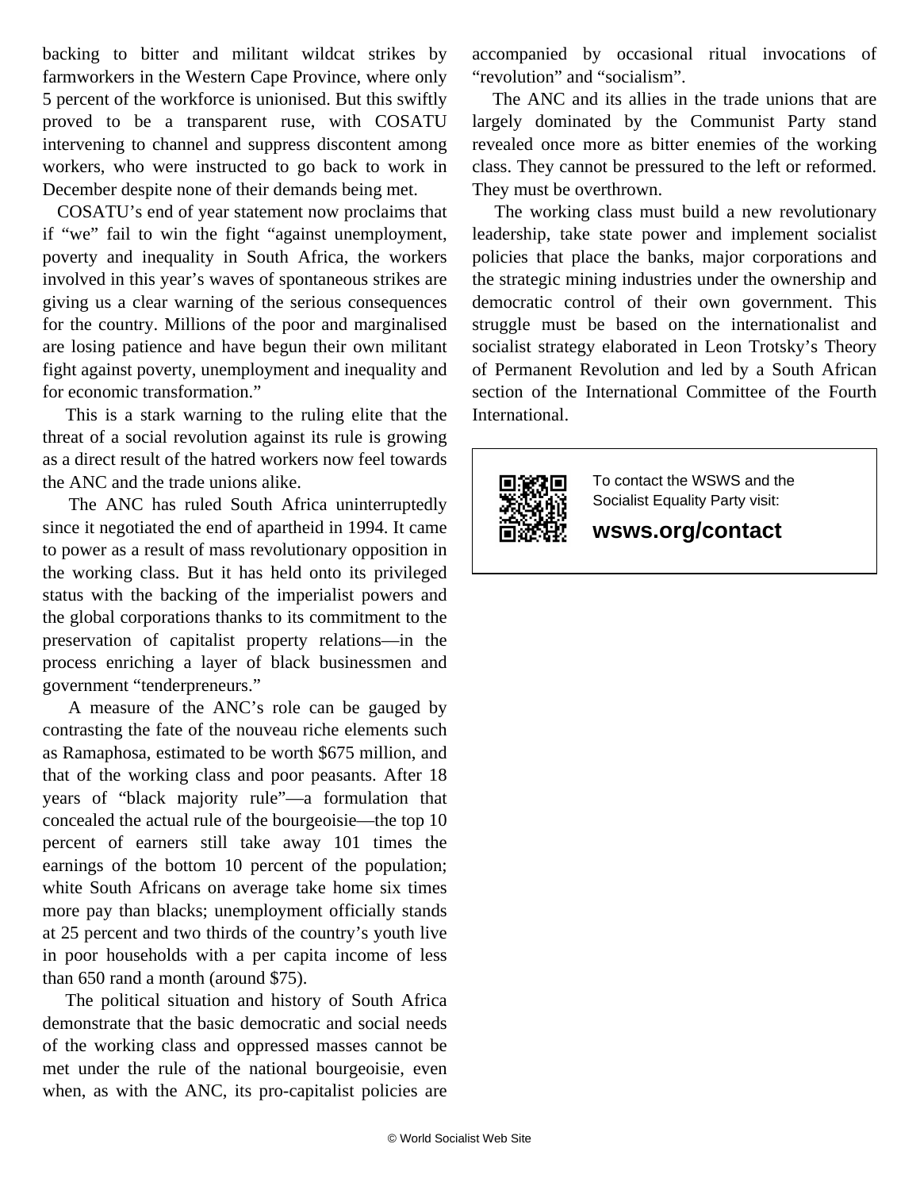backing to bitter and militant wildcat strikes by farmworkers in the Western Cape Province, where only 5 percent of the workforce is unionised. But this swiftly proved to be a transparent ruse, with COSATU intervening to channel and suppress discontent among workers, who were instructed to go back to work in December despite none of their demands being met.

COSATU's end of year statement now proclaims that if "we" fail to win the fight "against unemployment, poverty and inequality in South Africa, the workers involved in this year's waves of spontaneous strikes are giving us a clear warning of the serious consequences for the country. Millions of the poor and marginalised are losing patience and have begun their own militant fight against poverty, unemployment and inequality and for economic transformation."

This is a stark warning to the ruling elite that the threat of a social revolution against its rule is growing as a direct result of the hatred workers now feel towards the ANC and the trade unions alike.

The ANC has ruled South Africa uninterruptedly since it negotiated the end of apartheid in 1994. It came to power as a result of mass revolutionary opposition in the working class. But it has held onto its privileged status with the backing of the imperialist powers and the global corporations thanks to its commitment to the preservation of capitalist property relations—in the process enriching a layer of black businessmen and government "tenderpreneurs."

A measure of the ANC's role can be gauged by contrasting the fate of the nouveau riche elements such as Ramaphosa, estimated to be worth $675 million, and that of the working class and poor peasants. After 18 years of "black majority rule"—a formulation that concealed the actual rule of the bourgeoisie—the top 10 percent of earners still take away 101 times the earnings of the bottom 10 percent of the population; white South Africans on average take home six times more pay than blacks; unemployment officially stands at 25 percent and two thirds of the country's youth live in poor households with a per capita income of less than 650 rand a month (around $75).

The political situation and history of South Africa demonstrate that the basic democratic and social needs of the working class and oppressed masses cannot be met under the rule of the national bourgeoisie, even when, as with the ANC, its pro-capitalist policies are accompanied by occasional ritual invocations of "revolution" and "socialism".

The ANC and its allies in the trade unions that are largely dominated by the Communist Party stand revealed once more as bitter enemies of the working class. They cannot be pressured to the left or reformed. They must be overthrown.

The working class must build a new revolutionary leadership, take state power and implement socialist policies that place the banks, major corporations and the strategic mining industries under the ownership and democratic control of their own government. This struggle must be based on the internationalist and socialist strategy elaborated in Leon Trotsky's Theory of Permanent Revolution and led by a South African section of the International Committee of the Fourth International.

To contact the WSWS and the Socialist Equality Party visit:

**wsws.org/contact**